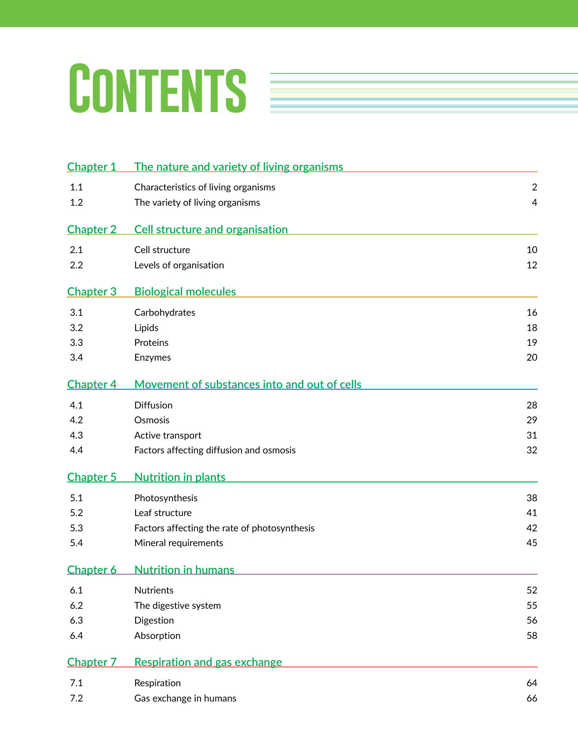# Contents

## Chapter 1 The nature and variety of living organisms

| | | |
|---|---|---|
| 1.1 | Characteristics of living organisms | 2 |
| 1.2 | The variety of living organisms | 4 |

## Chapter 2 Cell structure and organisation

| | | |
|---|---|---|
| 2.1 | Cell structure | 10 |
| 2.2 | Levels of organisation | 12 |

## Chapter 3 Biological molecules

| | | |
|---|---|---|
| 3.1 | Carbohydrates | 16 |
| 3.2 | Lipids | 18 |
| 3.3 | Proteins | 19 |
| 3.4 | Enzymes | 20 |

## Chapter 4 Movement of substances into and out of cells

| | | |
|---|---|---|
| 4.1 | Diffusion | 28 |
| 4.2 | Osmosis | 29 |
| 4.3 | Active transport | 31 |
| 4.4 | Factors affecting diffusion and osmosis | 32 |

## Chapter 5 Nutrition in plants

| | | |
|---|---|---|
| 5.1 | Photosynthesis | 38 |
| 5.2 | Leaf structure | 41 |
| 5.3 | Factors affecting the rate of photosynthesis | 42 |
| 5.4 | Mineral requirements | 45 |

## Chapter 6 Nutrition in humans

| | | |
|---|---|---|
| 6.1 | Nutrients | 52 |
| 6.2 | The digestive system | 55 |
| 6.3 | Digestion | 56 |
| 6.4 | Absorption | 58 |

## Chapter 7 Respiration and gas exchange

| | | |
|---|---|---|
| 7.1 | Respiration | 64 |
| 7.2 | Gas exchange in humans | 66 |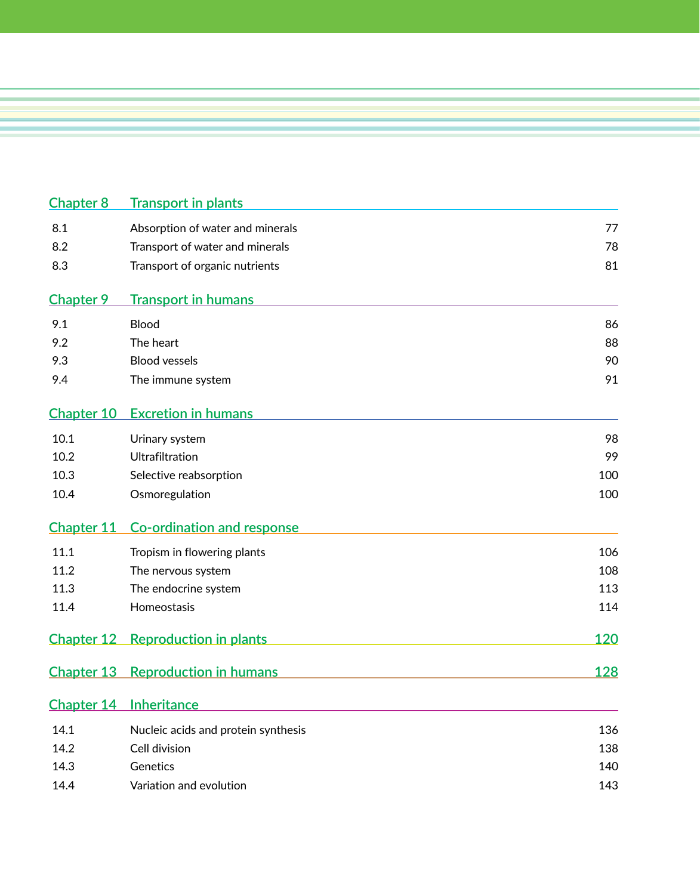## Chapter 8 Transport in plants

| | | |
|---|---|---|
| 8.1 | Absorption of water and minerals | 77 |
| 8.2 | Transport of water and minerals | 78 |
| 8.3 | Transport of organic nutrients | 81 |

## Chapter 9 Transport in humans

| | | |
|---|---|---|
| 9.1 | Blood | 86 |
| 9.2 | The heart | 88 |
| 9.3 | Blood vessels | 90 |
| 9.4 | The immune system | 91 |

## Chapter 10 Excretion in humans

| | | |
|---|---|---|
| 10.1 | Urinary system | 98 |
| 10.2 | Ultrafiltration | 99 |
| 10.3 | Selective reabsorption | 100 |
| 10.4 | Osmoregulation | 100 |

## Chapter 11 Co-ordination and response

| | | |
|---|---|---|
| 11.1 | Tropism in flowering plants | 106 |
| 11.2 | The nervous system | 108 |
| 11.3 | The endocrine system | 113 |
| 11.4 | Homeostasis | 114 |

## Chapter 12 Reproduction in plants 120

## Chapter 13 Reproduction in humans 128

## Chapter 14 Inheritance

| | | |
|---|---|---|
| 14.1 | Nucleic acids and protein synthesis | 136 |
| 14.2 | Cell division | 138 |
| 14.3 | Genetics | 140 |
| 14.4 | Variation and evolution | 143 |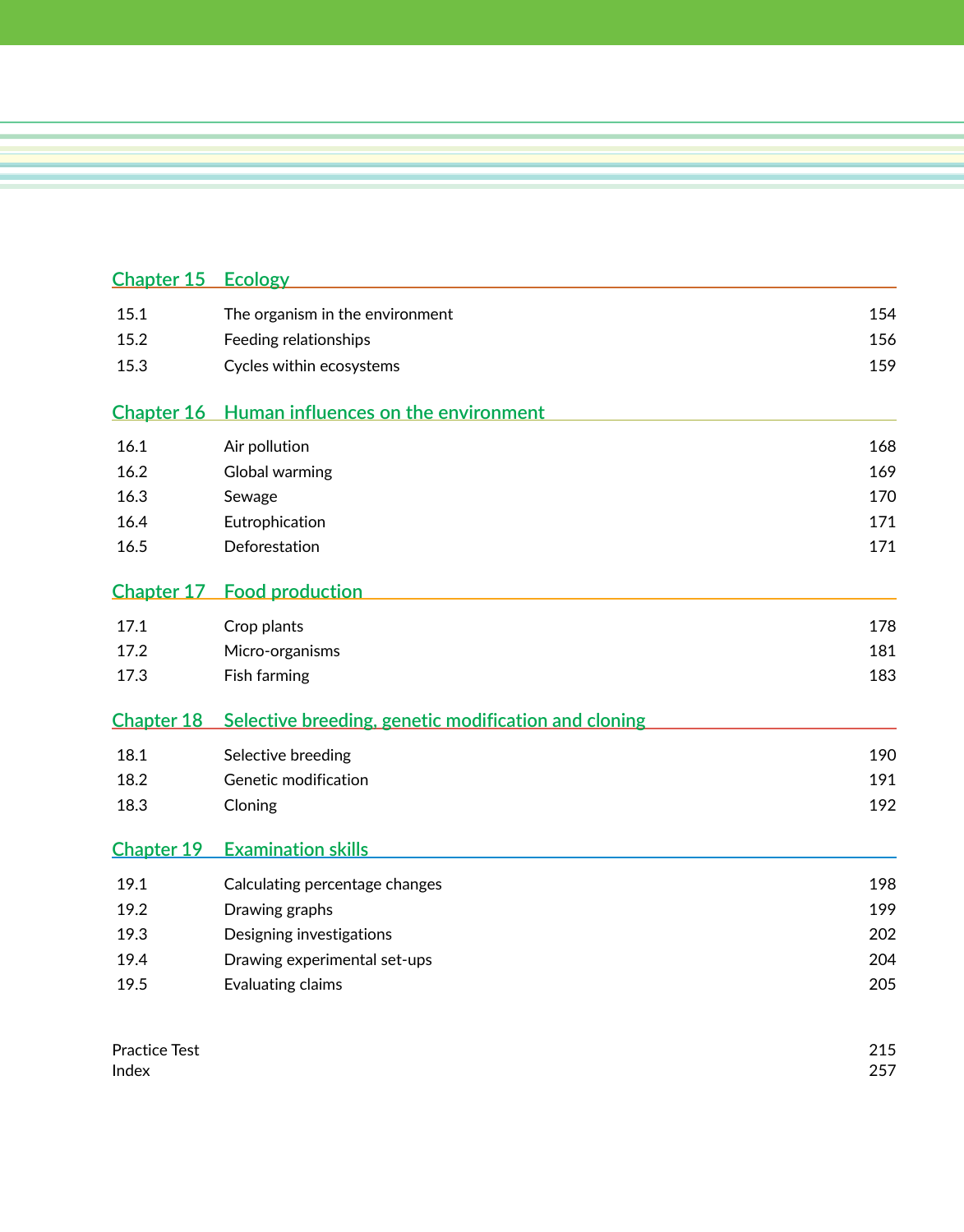## Chapter 15 Ecology

| | | |
|---|---|---|
| 15.1 | The organism in the environment | 154 |
| 15.2 | Feeding relationships | 156 |
| 15.3 | Cycles within ecosystems | 159 |

## Chapter 16 Human influences on the environment

| | | |
|---|---|---|
| 16.1 | Air pollution | 168 |
| 16.2 | Global warming | 169 |
| 16.3 | Sewage | 170 |
| 16.4 | Eutrophication | 171 |
| 16.5 | Deforestation | 171 |

## Chapter 17 Food production

| | | |
|---|---|---|
| 17.1 | Crop plants | 178 |
| 17.2 | Micro-organisms | 181 |
| 17.3 | Fish farming | 183 |

## Chapter 18 Selective breeding, genetic modification and cloning

| | | |
|---|---|---|
| 18.1 | Selective breeding | 190 |
| 18.2 | Genetic modification | 191 |
| 18.3 | Cloning | 192 |

## Chapter 19 Examination skills

| | | |
|---|---|---|
| 19.1 | Calculating percentage changes | 198 |
| 19.2 | Drawing graphs | 199 |
| 19.3 | Designing investigations | 202 |
| 19.4 | Drawing experimental set-ups | 204 |
| 19.5 | Evaluating claims | 205 |

| | |
|---|---|
| Practice Test | 215 |
| Index | 257 |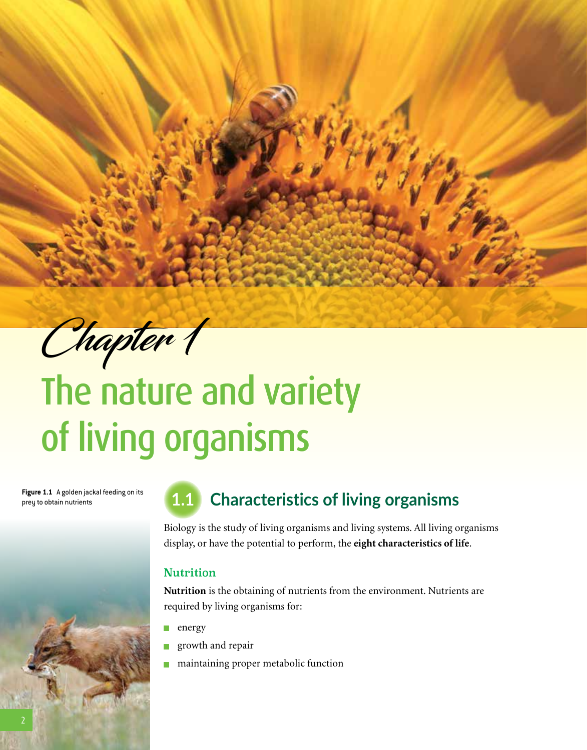Chapter 1

# The nature and variety of living organisms

Figure 1.1 A golden jackal feeding on its prey to obtain nutrients

## 1.1 Characteristics of living organisms

Biology is the study of living organisms and living systems. All living organisms display, or have the potential to perform, the **eight characteristics of life**.

### Nutrition

**Nutrition** is the obtaining of nutrients from the environment. Nutrients are required by living organisms for:

- energy
- growth and repair
- maintaining proper metabolic function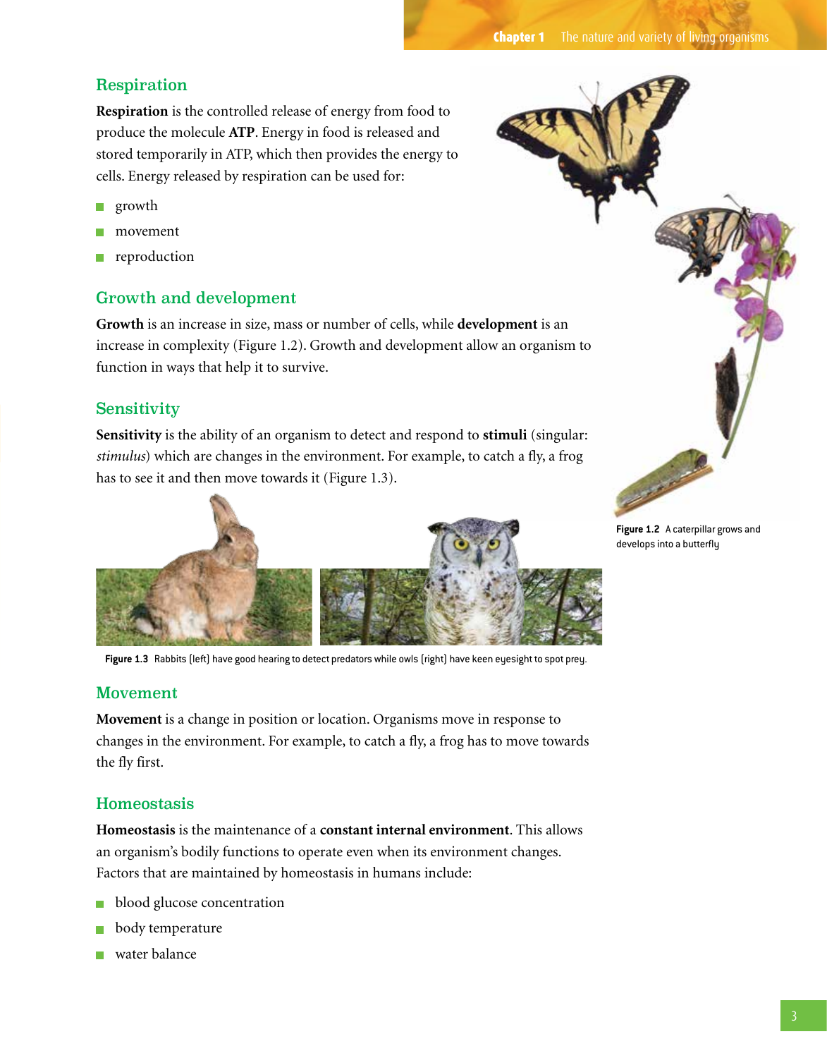## Respiration

**Respiration** is the controlled release of energy from food to produce the molecule **ATP**. Energy in food is released and stored temporarily in ATP, which then provides the energy to cells. Energy released by respiration can be used for:

- growth
- movement
- reproduction

## Growth and development

**Growth** is an increase in size, mass or number of cells, while **development** is an increase in complexity (Figure 1.2). Growth and development allow an organism to function in ways that help it to survive.

Figure 1.2 A caterpillar grows and develops into a butterfly

## Sensitivity

**Sensitivity** is the ability of an organism to detect and respond to **stimuli** (singular: *stimulus*) which are changes in the environment. For example, to catch a fly, a frog has to see it and then move towards it (Figure 1.3).

Figure 1.3 Rabbits (left) have good hearing to detect predators while owls (right) have keen eyesight to spot prey.

## Movement

**Movement** is a change in position or location. Organisms move in response to changes in the environment. For example, to catch a fly, a frog has to move towards the fly first.

## Homeostasis

**Homeostasis** is the maintenance of a **constant internal environment**. This allows an organism's bodily functions to operate even when its environment changes. Factors that are maintained by homeostasis in humans include:

- blood glucose concentration
- body temperature
- water balance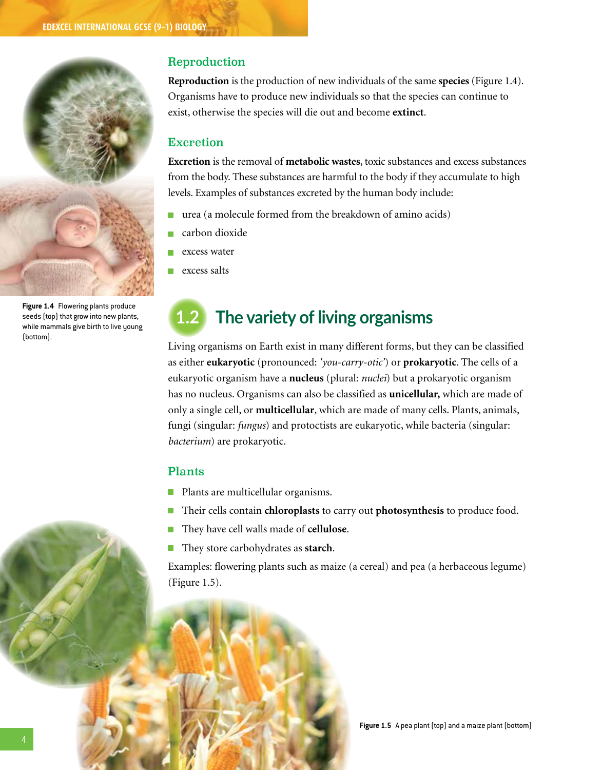## Reproduction

**Reproduction** is the production of new individuals of the same **species** (Figure 1.4). Organisms have to produce new individuals so that the species can continue to exist, otherwise the species will die out and become **extinct**.

## Excretion

**Excretion** is the removal of **metabolic wastes**, toxic substances and excess substances from the body. These substances are harmful to the body if they accumulate to high levels. Examples of substances excreted by the human body include:

- urea (a molecule formed from the breakdown of amino acids)
- carbon dioxide
- excess water
- excess salts

**Figure 1.4** Flowering plants produce seeds (top) that grow into new plants, while mammals give birth to live young (bottom).

# 1.2 The variety of living organisms

Living organisms on Earth exist in many different forms, but they can be classified as either **eukaryotic** (pronounced: *'you-carry-otic'*) or **prokaryotic**. The cells of a eukaryotic organism have a **nucleus** (plural: *nuclei*) but a prokaryotic organism has no nucleus. Organisms can also be classified as **unicellular,** which are made of only a single cell, or **multicellular**, which are made of many cells. Plants, animals, fungi (singular: *fungus*) and protoctists are eukaryotic, while bacteria (singular: *bacterium*) are prokaryotic.

## Plants

- Plants are multicellular organisms.
- Their cells contain **chloroplasts** to carry out **photosynthesis** to produce food.
- They have cell walls made of **cellulose**.
- They store carbohydrates as **starch**.

Examples: flowering plants such as maize (a cereal) and pea (a herbaceous legume) (Figure 1.5).

**Figure 1.5** A pea plant (top) and a maize plant (bottom)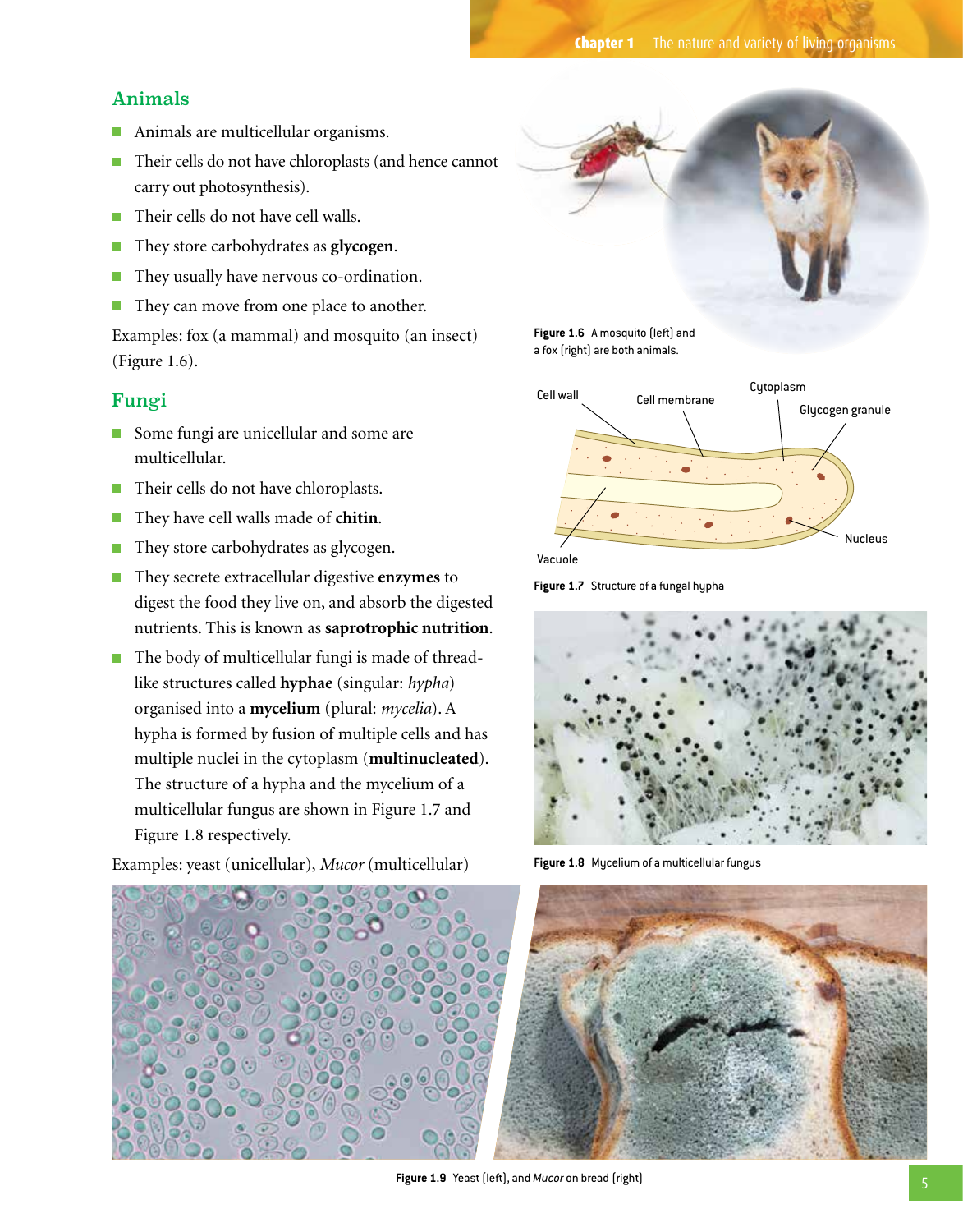## Animals

- Animals are multicellular organisms.
- Their cells do not have chloroplasts (and hence cannot carry out photosynthesis).
- Their cells do not have cell walls.
- They store carbohydrates as **glycogen**.
- They usually have nervous co-ordination.
- They can move from one place to another.

Examples: fox (a mammal) and mosquito (an insect) (Figure 1.6).

**Figure 1.6** A mosquito (left) and a fox (right) are both animals.

## Fungi

- Some fungi are unicellular and some are multicellular.
- Their cells do not have chloroplasts.
- They have cell walls made of **chitin**.
- They store carbohydrates as glycogen.
- They secrete extracellular digestive **enzymes** to digest the food they live on, and absorb the digested nutrients. This is known as **saprotrophic nutrition**.
- The body of multicellular fungi is made of thread-like structures called **hyphae** (singular: *hypha*) organised into a **mycelium** (plural: *mycelia*). A hypha is formed by fusion of multiple cells and has multiple nuclei in the cytoplasm (**multinucleated**). The structure of a hypha and the mycelium of a multicellular fungus are shown in Figure 1.7 and Figure 1.8 respectively.

Examples: yeast (unicellular), *Mucor* (multicellular)

Cell wall, Cell membrane, Cytoplasm, Glycogen granule, Vacuole, Nucleus

**Figure 1.7** Structure of a fungal hypha

**Figure 1.8** Mycelium of a multicellular fungus

**Figure 1.9** Yeast (left), and *Mucor* on bread (right)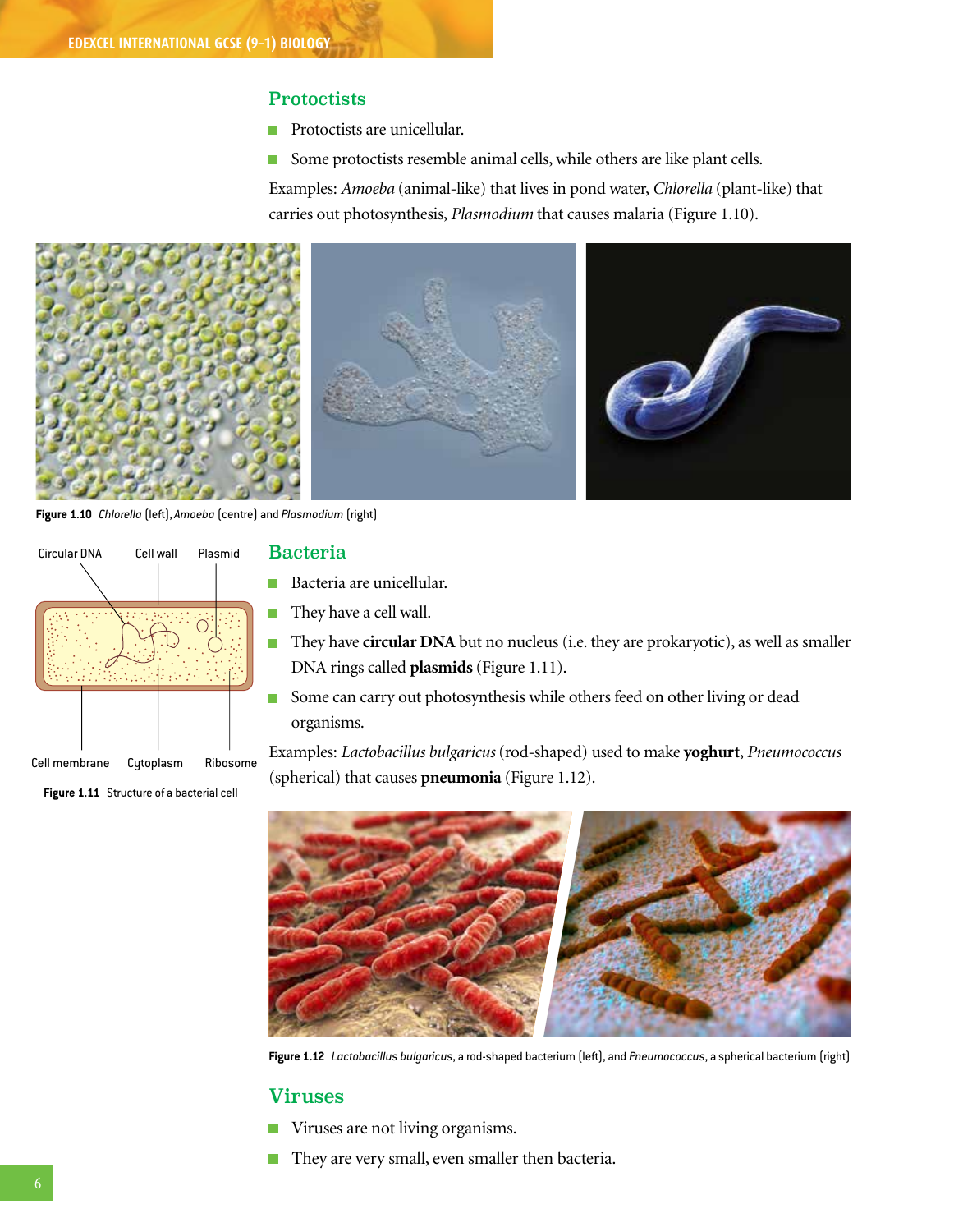## Protoctists

- Protoctists are unicellular.
- Some protoctists resemble animal cells, while others are like plant cells.

Examples: *Amoeba* (animal-like) that lives in pond water, *Chlorella* (plant-like) that carries out photosynthesis, *Plasmodium* that causes malaria (Figure 1.10).

**Figure 1.10** *Chlorella* (left), *Amoeba* (centre) and *Plasmodium* (right)

Circular DNA Cell wall Plasmid

Cell membrane Cytoplasm Ribosome

**Figure 1.11** Structure of a bacterial cell

## Bacteria

- Bacteria are unicellular.
- They have a cell wall.
- They have **circular DNA** but no nucleus (i.e. they are prokaryotic), as well as smaller DNA rings called **plasmids** (Figure 1.11).
- Some can carry out photosynthesis while others feed on other living or dead organisms.

Examples: *Lactobacillus bulgaricus* (rod-shaped) used to make **yoghurt**, *Pneumococcus* (spherical) that causes **pneumonia** (Figure 1.12).

**Figure 1.12** *Lactobacillus bulgaricus*, a rod-shaped bacterium (left), and *Pneumococcus*, a spherical bacterium (right)

## Viruses

- Viruses are not living organisms.
- They are very small, even smaller then bacteria.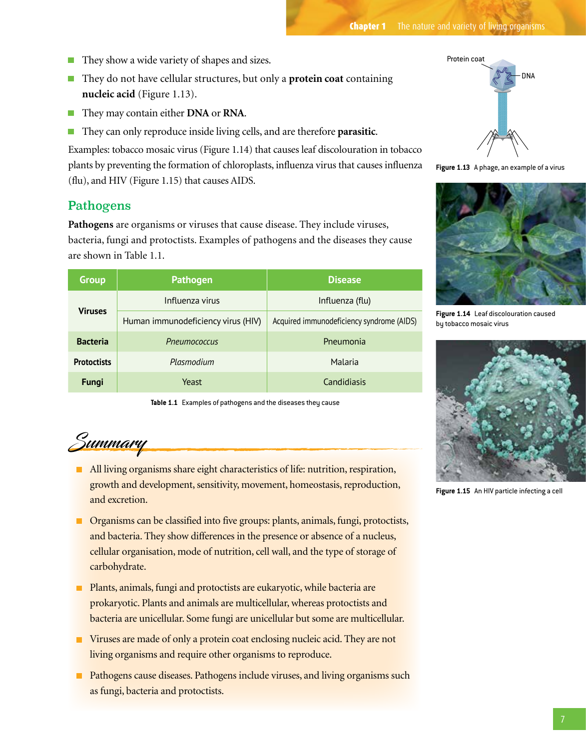- They show a wide variety of shapes and sizes.
- They do not have cellular structures, but only a **protein coat** containing **nucleic acid** (Figure 1.13).
- They may contain either **DNA** or **RNA**.
- They can only reproduce inside living cells, and are therefore **parasitic**.

Examples: tobacco mosaic virus (Figure 1.14) that causes leaf discolouration in tobacco plants by preventing the formation of chloroplasts, influenza virus that causes influenza (flu), and HIV (Figure 1.15) that causes AIDS.

Protein coat

DNA

Figure 1.13 A phage, an example of a virus

Figure 1.14 Leaf discolouration caused by tobacco mosaic virus

Figure 1.15 An HIV particle infecting a cell

## Pathogens

**Pathogens** are organisms or viruses that cause disease. They include viruses, bacteria, fungi and protoctists. Examples of pathogens and the diseases they cause are shown in Table 1.1.

| Group | Pathogen | Disease |
|---|---|---|
| **Viruses** | Influenza virus | Influenza (flu) |
| | Human immunodeficiency virus (HIV) | Acquired immunodeficiency syndrome (AIDS) |
| **Bacteria** | *Pneumococcus* | Pneumonia |
| **Protoctists** | *Plasmodium* | Malaria |
| **Fungi** | Yeast | Candidiasis |

**Table 1.1** Examples of pathogens and the diseases they cause

## Summary

- All living organisms share eight characteristics of life: nutrition, respiration, growth and development, sensitivity, movement, homeostasis, reproduction, and excretion.
- Organisms can be classified into five groups: plants, animals, fungi, protoctists, and bacteria. They show differences in the presence or absence of a nucleus, cellular organisation, mode of nutrition, cell wall, and the type of storage of carbohydrate.
- Plants, animals, fungi and protoctists are eukaryotic, while bacteria are prokaryotic. Plants and animals are multicellular, whereas protoctists and bacteria are unicellular. Some fungi are unicellular but some are multicellular.
- Viruses are made of only a protein coat enclosing nucleic acid. They are not living organisms and require other organisms to reproduce.
- Pathogens cause diseases. Pathogens include viruses, and living organisms such as fungi, bacteria and protoctists.